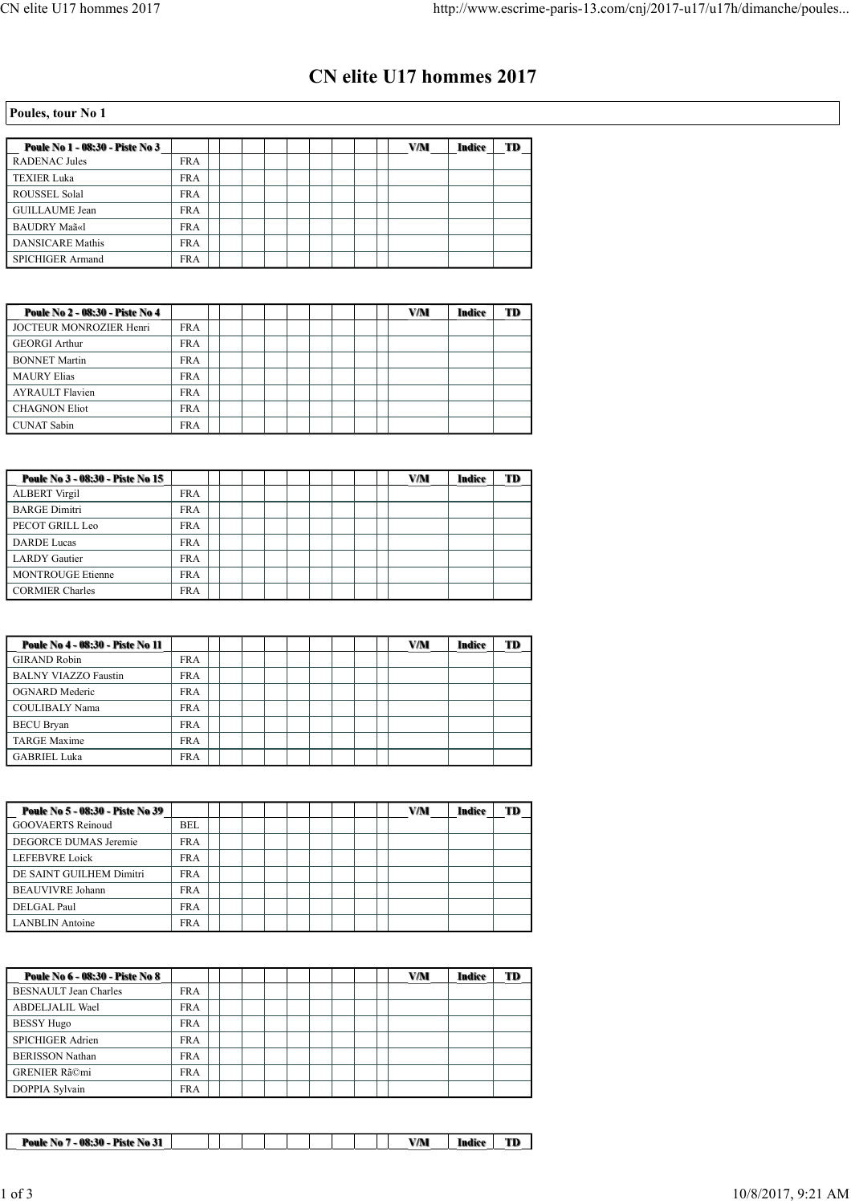# CN elite U17 hommes 2017

## Poules, tour No 1

| Poule No 1 - 08:30 - Piste No 3 | | | | | | | | | V/M | Indice | TD |
|---|---|---|---|---|---|---|---|---|---|---|---|
| RADENAC Jules | FRA | | | | | | | | | | |
| TEXIER Luka | FRA | | | | | | | | | | |
| ROUSSEL Solal | FRA | | | | | | | | | | |
| GUILLAUME Jean | FRA | | | | | | | | | | |
| BAUDRY Maã«l | FRA | | | | | | | | | | |
| DANSICARE Mathis | FRA | | | | | | | | | | |
| SPICHIGER Armand | FRA | | | | | | | | | | |

| Poule No 2 - 08:30 - Piste No 4 | | | | | | | | | V/M | Indice | TD |
|---|---|---|---|---|---|---|---|---|---|---|---|
| JOCTEUR MONROZIER Henri | FRA | | | | | | | | | | |
| GEORGI Arthur | FRA | | | | | | | | | | |
| BONNET Martin | FRA | | | | | | | | | | |
| MAURY Elias | FRA | | | | | | | | | | |
| AYRAULT Flavien | FRA | | | | | | | | | | |
| CHAGNON Eliot | FRA | | | | | | | | | | |
| CUNAT Sabin | FRA | | | | | | | | | | |

| Poule No 3 - 08:30 - Piste No 15 | | | | | | | | | V/M | Indice | TD |
|---|---|---|---|---|---|---|---|---|---|---|---|
| ALBERT Virgil | FRA | | | | | | | | | | |
| BARGE Dimitri | FRA | | | | | | | | | | |
| PECOT GRILL Leo | FRA | | | | | | | | | | |
| DARDE Lucas | FRA | | | | | | | | | | |
| LARDY Gautier | FRA | | | | | | | | | | |
| MONTROUGE Etienne | FRA | | | | | | | | | | |
| CORMIER Charles | FRA | | | | | | | | | | |

| Poule No 4 - 08:30 - Piste No 11 | | | | | | | | | V/M | Indice | TD |
|---|---|---|---|---|---|---|---|---|---|---|---|
| GIRAND Robin | FRA | | | | | | | | | | |
| BALNY VIAZZO Faustin | FRA | | | | | | | | | | |
| OGNARD Mederic | FRA | | | | | | | | | | |
| COULIBALY Nama | FRA | | | | | | | | | | |
| BECU Bryan | FRA | | | | | | | | | | |
| TARGE Maxime | FRA | | | | | | | | | | |
| GABRIEL Luka | FRA | | | | | | | | | | |

| Poule No 5 - 08:30 - Piste No 39 | | | | | | | | | V/M | Indice | TD |
|---|---|---|---|---|---|---|---|---|---|---|---|
| GOOVAERTS Reinoud | BEL | | | | | | | | | | |
| DEGORCE DUMAS Jeremie | FRA | | | | | | | | | | |
| LEFEBVRE Loick | FRA | | | | | | | | | | |
| DE SAINT GUILHEM Dimitri | FRA | | | | | | | | | | |
| BEAUVIVRE Johann | FRA | | | | | | | | | | |
| DELGAL Paul | FRA | | | | | | | | | | |
| LANBLIN Antoine | FRA | | | | | | | | | | |

| Poule No 6 - 08:30 - Piste No 8 | | | | | | | | | V/M | Indice | TD |
|---|---|---|---|---|---|---|---|---|---|---|---|
| BESNAULT Jean Charles | FRA | | | | | | | | | | |
| ABDELJALIL Wael | FRA | | | | | | | | | | |
| BESSY Hugo | FRA | | | | | | | | | | |
| SPICHIGER Adrien | FRA | | | | | | | | | | |
| BERISSON Nathan | FRA | | | | | | | | | | |
| GRENIER Rã©mi | FRA | | | | | | | | | | |
| DOPPIA Sylvain | FRA | | | | | | | | | | |

| Poule No 7 - 08:30 - Piste No 31 | | | | | | | | | V/M | Indice | TD |
|---|---|---|---|---|---|---|---|---|---|---|---|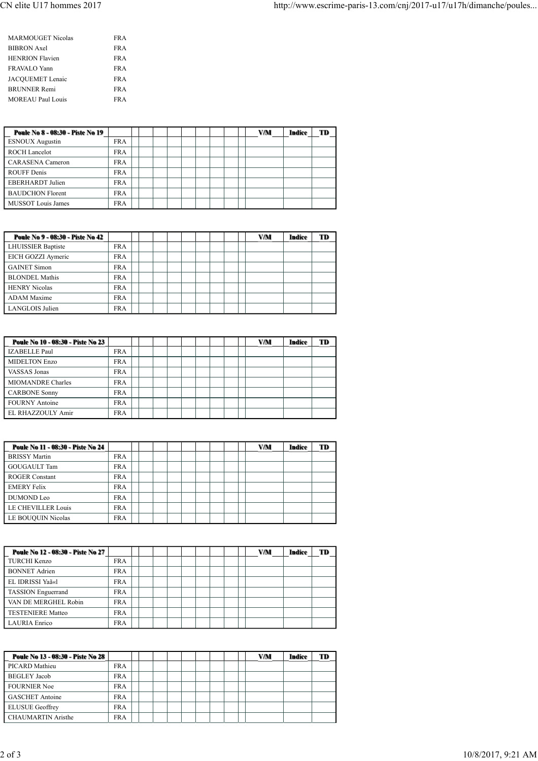| | |
|---|---|
| MARMOUGET Nicolas | FRA |
| BIBRON Axel | FRA |
| HENRION Flavien | FRA |
| FRAVALO Yann | FRA |
| JACQUEMET Lenaic | FRA |
| BRUNNER Remi | FRA |
| MOREAU Paul Louis | FRA |

| Poule No 8 - 08:30 - Piste No 19 | | | | | | | | | | V/M | Indice | TD |
|---|---|---|---|---|---|---|---|---|---|---|---|---|
| ESNOUX Augustin | FRA | | | | | | | | | | | |
| ROCH Lancelot | FRA | | | | | | | | | | | |
| CARASENA Cameron | FRA | | | | | | | | | | | |
| ROUFF Denis | FRA | | | | | | | | | | | |
| EBERHARDT Julien | FRA | | | | | | | | | | | |
| BAUDCHON Florent | FRA | | | | | | | | | | | |
| MUSSOT Louis James | FRA | | | | | | | | | | | |

| Poule No 9 - 08:30 - Piste No 42 | | | | | | | | | | V/M | Indice | TD |
|---|---|---|---|---|---|---|---|---|---|---|---|---|
| LHUISSIER Baptiste | FRA | | | | | | | | | | | |
| EICH GOZZI Aymeric | FRA | | | | | | | | | | | |
| GAINET Simon | FRA | | | | | | | | | | | |
| BLONDEL Mathis | FRA | | | | | | | | | | | |
| HENRY Nicolas | FRA | | | | | | | | | | | |
| ADAM Maxime | FRA | | | | | | | | | | | |
| LANGLOIS Julien | FRA | | | | | | | | | | | |

| Poule No 10 - 08:30 - Piste No 23 | | | | | | | | | | V/M | Indice | TD |
|---|---|---|---|---|---|---|---|---|---|---|---|---|
| IZABELLE Paul | FRA | | | | | | | | | | | |
| MIDELTON Enzo | FRA | | | | | | | | | | | |
| VASSAS Jonas | FRA | | | | | | | | | | | |
| MIOMANDRE Charles | FRA | | | | | | | | | | | |
| CARBONE Sonny | FRA | | | | | | | | | | | |
| FOURNY Antoine | FRA | | | | | | | | | | | |
| EL RHAZZOULY Amir | FRA | | | | | | | | | | | |

| Poule No 11 - 08:30 - Piste No 24 | | | | | | | | | | V/M | Indice | TD |
|---|---|---|---|---|---|---|---|---|---|---|---|---|
| BRISSY Martin | FRA | | | | | | | | | | | |
| GOUGAULT Tam | FRA | | | | | | | | | | | |
| ROGER Constant | FRA | | | | | | | | | | | |
| EMERY Felix | FRA | | | | | | | | | | | |
| DUMOND Leo | FRA | | | | | | | | | | | |
| LE CHEVILLER Louis | FRA | | | | | | | | | | | |
| LE BOUQUIN Nicolas | FRA | | | | | | | | | | | |

| Poule No 12 - 08:30 - Piste No 27 | | | | | | | | | | V/M | Indice | TD |
|---|---|---|---|---|---|---|---|---|---|---|---|---|
| TURCHI Kenzo | FRA | | | | | | | | | | | |
| BONNET Adrien | FRA | | | | | | | | | | | |
| EL IDRISSI Yaã«l | FRA | | | | | | | | | | | |
| TASSION Enguerrand | FRA | | | | | | | | | | | |
| VAN DE MERGHEL Robin | FRA | | | | | | | | | | | |
| TESTENIERE Matteo | FRA | | | | | | | | | | | |
| LAURIA Enrico | FRA | | | | | | | | | | | |

| Poule No 13 - 08:30 - Piste No 28 | | | | | | | | | | V/M | Indice | TD |
|---|---|---|---|---|---|---|---|---|---|---|---|---|
| PICARD Mathieu | FRA | | | | | | | | | | | |
| BEGLEY Jacob | FRA | | | | | | | | | | | |
| FOURNIER Noe | FRA | | | | | | | | | | | |
| GASCHET Antoine | FRA | | | | | | | | | | | |
| ELUSUE Geoffrey | FRA | | | | | | | | | | | |
| CHAUMARTIN Aristhe | FRA | | | | | | | | | | | |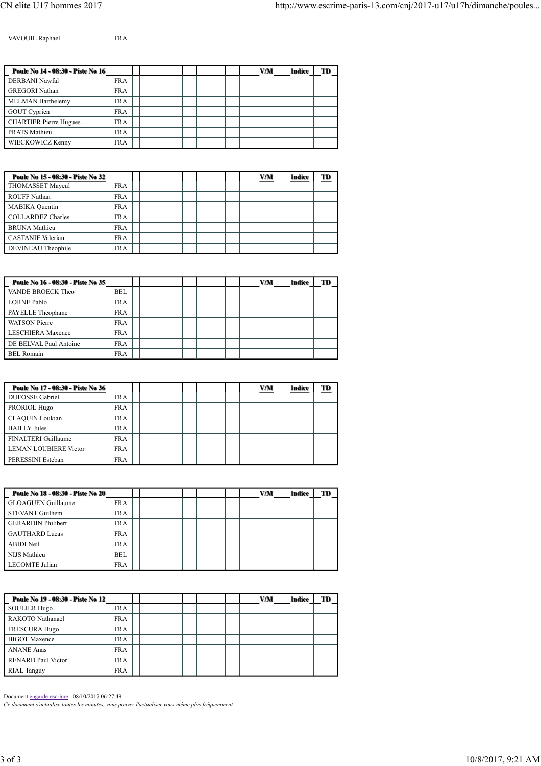| | | | | | | | | | | |
|---|---|---|---|---|---|---|---|---|---|---|
| VAVOUIL Raphael | FRA | | | | | | | | | |

| Poule No 14 - 08:30 - Piste No 16 | | | | | | | | | V/M | Indice | TD |
|---|---|---|---|---|---|---|---|---|---|---|---|
| DERBANI Nawfal | FRA | | | | | | | | | | |
| GREGORI Nathan | FRA | | | | | | | | | | |
| MELMAN Barthelemy | FRA | | | | | | | | | | |
| GOUT Cyprien | FRA | | | | | | | | | | |
| CHARTIER Pierre Hugues | FRA | | | | | | | | | | |
| PRATS Mathieu | FRA | | | | | | | | | | |
| WIECKOWICZ Kenny | FRA | | | | | | | | | | |

| Poule No 15 - 08:30 - Piste No 32 | | | | | | | | | V/M | Indice | TD |
|---|---|---|---|---|---|---|---|---|---|---|---|
| THOMASSET Mayeul | FRA | | | | | | | | | | |
| ROUFF Nathan | FRA | | | | | | | | | | |
| MABIKA Quentin | FRA | | | | | | | | | | |
| COLLARDEZ Charles | FRA | | | | | | | | | | |
| BRUNA Mathieu | FRA | | | | | | | | | | |
| CASTANIE Valerian | FRA | | | | | | | | | | |
| DEVINEAU Theophile | FRA | | | | | | | | | | |

| Poule No 16 - 08:30 - Piste No 35 | | | | | | | | | V/M | Indice | TD |
|---|---|---|---|---|---|---|---|---|---|---|---|
| VANDE BROECK Theo | BEL | | | | | | | | | | |
| LORNE Pablo | FRA | | | | | | | | | | |
| PAYELLE Theophane | FRA | | | | | | | | | | |
| WATSON Pierre | FRA | | | | | | | | | | |
| LESCHIERA Maxence | FRA | | | | | | | | | | |
| DE BELVAL Paul Antoine | FRA | | | | | | | | | | |
| BEL Romain | FRA | | | | | | | | | | |

| Poule No 17 - 08:30 - Piste No 36 | | | | | | | | | V/M | Indice | TD |
|---|---|---|---|---|---|---|---|---|---|---|---|
| DUFOSSE Gabriel | FRA | | | | | | | | | | |
| PRORIOL Hugo | FRA | | | | | | | | | | |
| CLAQUIN Loukian | FRA | | | | | | | | | | |
| BAILLY Jules | FRA | | | | | | | | | | |
| FINALTERI Guillaume | FRA | | | | | | | | | | |
| LEMAN LOUBIERE Victor | FRA | | | | | | | | | | |
| PERESSINI Esteban | FRA | | | | | | | | | | |

| Poule No 18 - 08:30 - Piste No 20 | | | | | | | | | V/M | Indice | TD |
|---|---|---|---|---|---|---|---|---|---|---|---|
| GLOAGUEN Guillaume | FRA | | | | | | | | | | |
| STEVANT Guilhem | FRA | | | | | | | | | | |
| GERARDIN Philibert | FRA | | | | | | | | | | |
| GAUTHARD Lucas | FRA | | | | | | | | | | |
| ABIDI Neil | FRA | | | | | | | | | | |
| NIJS Mathieu | BEL | | | | | | | | | | |
| LECOMTE Julian | FRA | | | | | | | | | | |

| Poule No 19 - 08:30 - Piste No 12 | | | | | | | | | V/M | Indice | TD |
|---|---|---|---|---|---|---|---|---|---|---|---|
| SOULIER Hugo | FRA | | | | | | | | | | |
| RAKOTO Nathanael | FRA | | | | | | | | | | |
| FRESCURA Hugo | FRA | | | | | | | | | | |
| BIGOT Maxence | FRA | | | | | | | | | | |
| ANANE Anas | FRA | | | | | | | | | | |
| RENARD Paul Victor | FRA | | | | | | | | | | |
| RIAL Tanguy | FRA | | | | | | | | | | |

Document engarde-escrime - 08/10/2017 06:27:49

*Ce document s'actualise toutes les minutes, vous pouvez l'actualiser vous-même plus fréquemment*